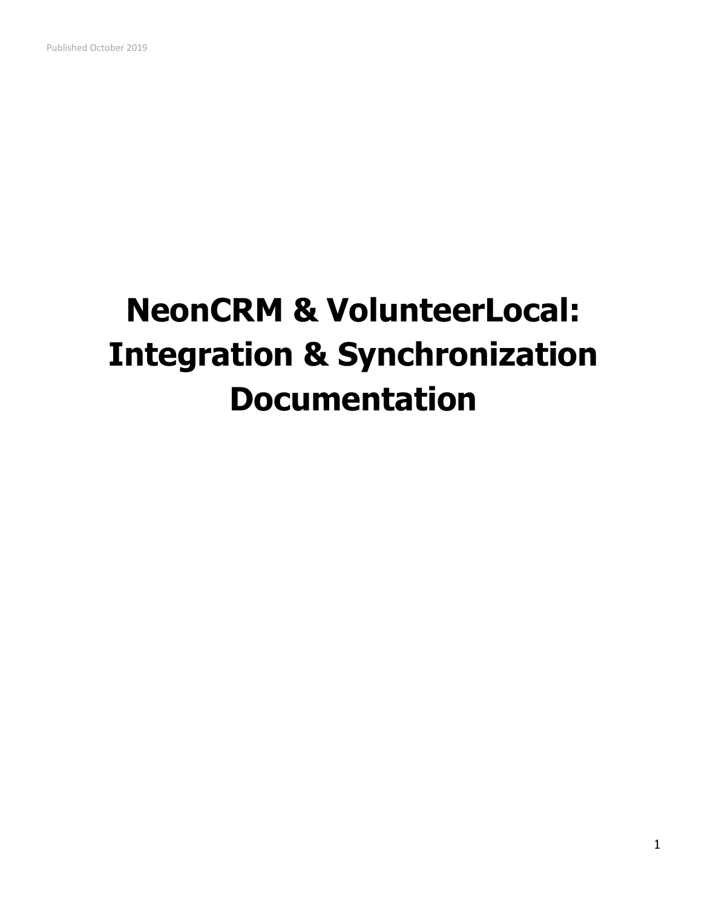Published October 2019

# NeonCRM & VolunteerLocal: Integration & Synchronization Documentation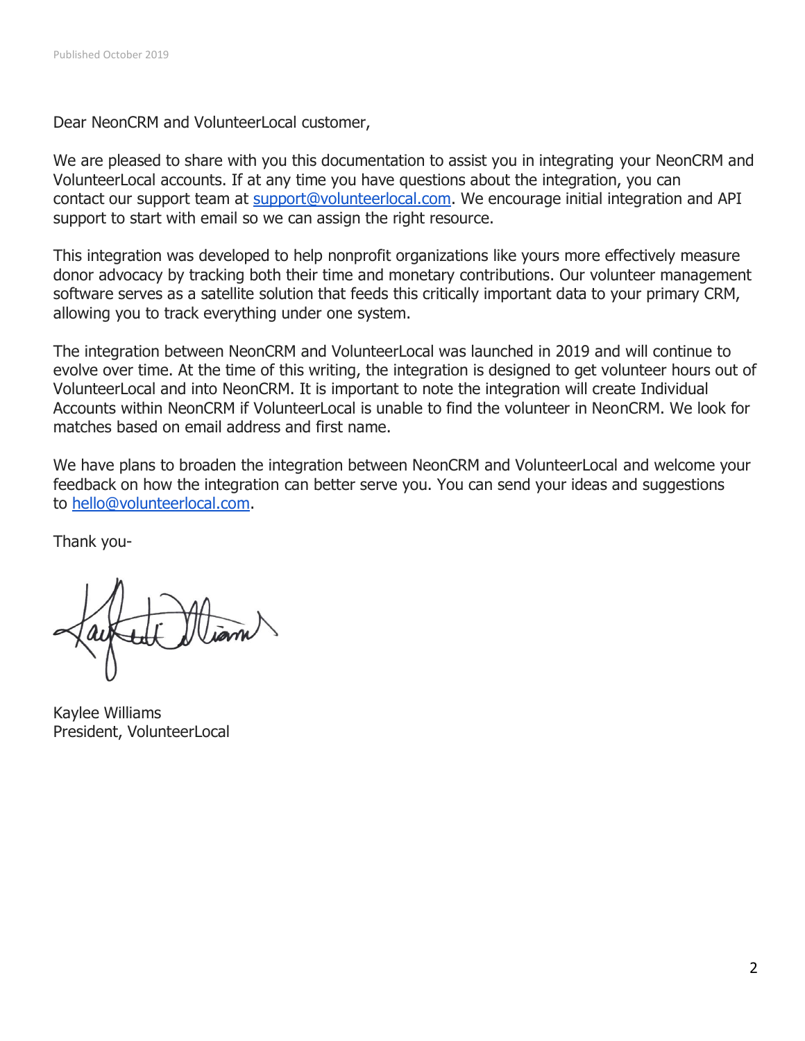Published October 2019

Dear NeonCRM and VolunteerLocal customer,

We are pleased to share with you this documentation to assist you in integrating your NeonCRM and VolunteerLocal accounts. If at any time you have questions about the integration, you can contact our support team at [support@volunteerlocal.com](mailto:support@volunteerlocal.com). We encourage initial integration and API support to start with email so we can assign the right resource.

This integration was developed to help nonprofit organizations like yours more effectively measure donor advocacy by tracking both their time and monetary contributions. Our volunteer management software serves as a satellite solution that feeds this critically important data to your primary CRM, allowing you to track everything under one system.

The integration between NeonCRM and VolunteerLocal was launched in 2019 and will continue to evolve over time. At the time of this writing, the integration is designed to get volunteer hours out of VolunteerLocal and into NeonCRM. It is important to note the integration will create Individual Accounts within NeonCRM if VolunteerLocal is unable to find the volunteer in NeonCRM. We look for matches based on email address and first name.

We have plans to broaden the integration between NeonCRM and VolunteerLocal and welcome your feedback on how the integration can better serve you. You can send your ideas and suggestions to [hello@volunteerlocal.com](mailto:hello@volunteerlocal.com).

Thank you-

Kaylee Williams
President, VolunteerLocal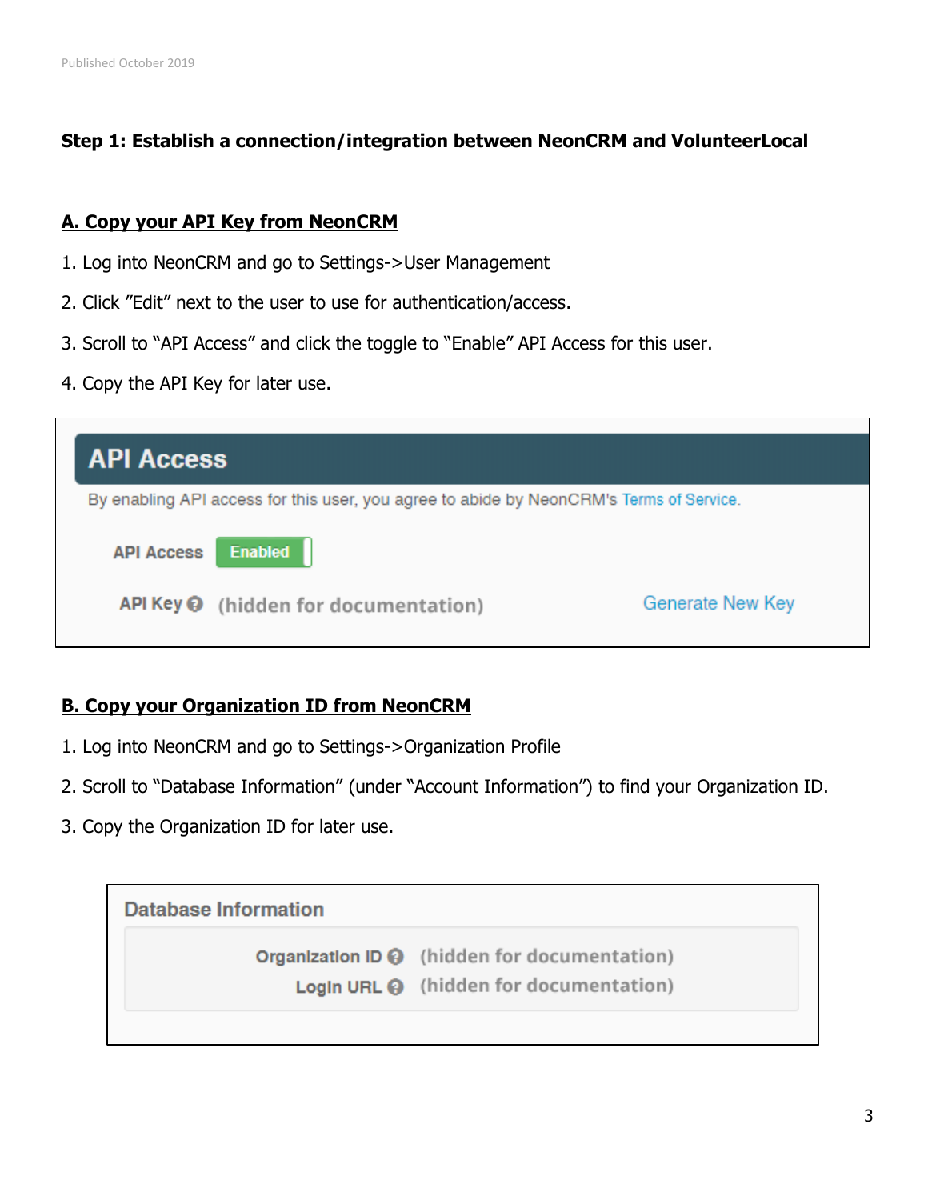Published October 2019

**Step 1: Establish a connection/integration between NeonCRM and VolunteerLocal**

## A. Copy your API Key from NeonCRM

1. Log into NeonCRM and go to Settings->User Management
2. Click "Edit" next to the user to use for authentication/access.
3. Scroll to "API Access" and click the toggle to "Enable" API Access for this user.
4. Copy the API Key for later use.

**API Access**

By enabling API access for this user, you agree to abide by NeonCRM's Terms of Service.

API Access: Enabled

API Key: (hidden for documentation) — Generate New Key

## B. Copy your Organization ID from NeonCRM

1. Log into NeonCRM and go to Settings->Organization Profile
2. Scroll to "Database Information" (under "Account Information") to find your Organization ID.
3. Copy the Organization ID for later use.

**Database Information**

Organization ID: (hidden for documentation)

Login URL: (hidden for documentation)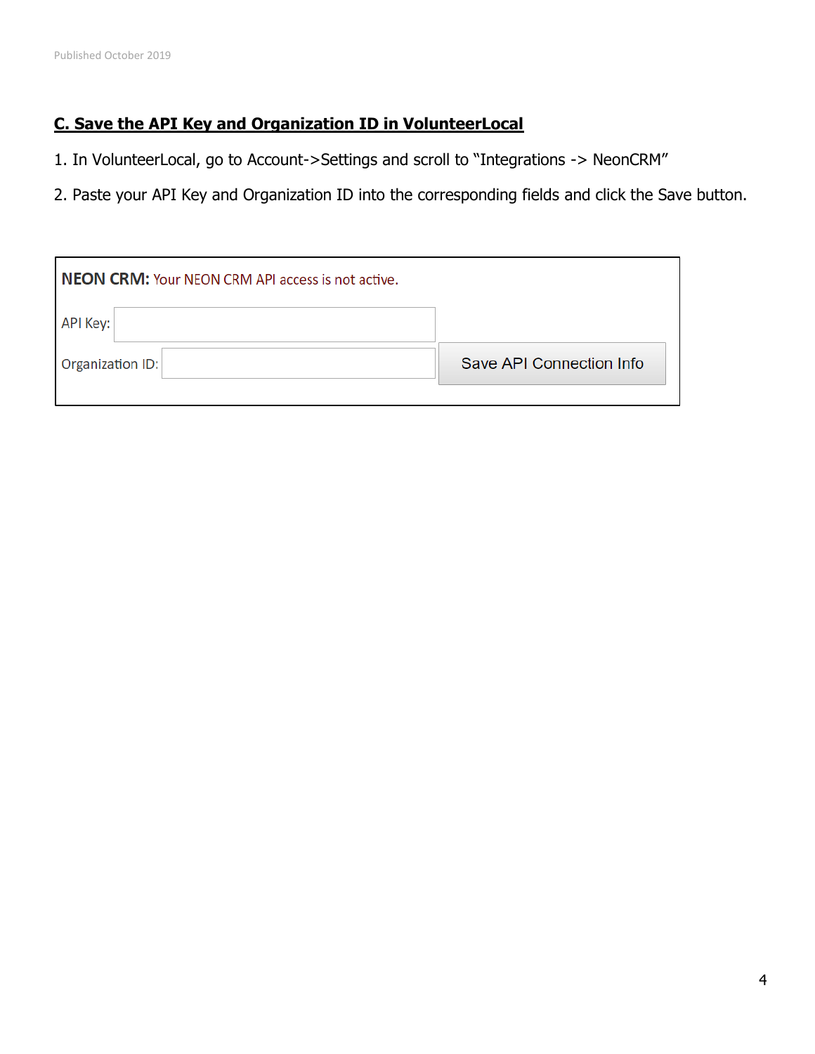## C. Save the API Key and Organization ID in VolunteerLocal

1. In VolunteerLocal, go to Account->Settings and scroll to "Integrations -> NeonCRM"

2. Paste your API Key and Organization ID into the corresponding fields and click the Save button.

**NEON CRM:** Your NEON CRM API access is not active.

API Key:

Organization ID:

Save API Connection Info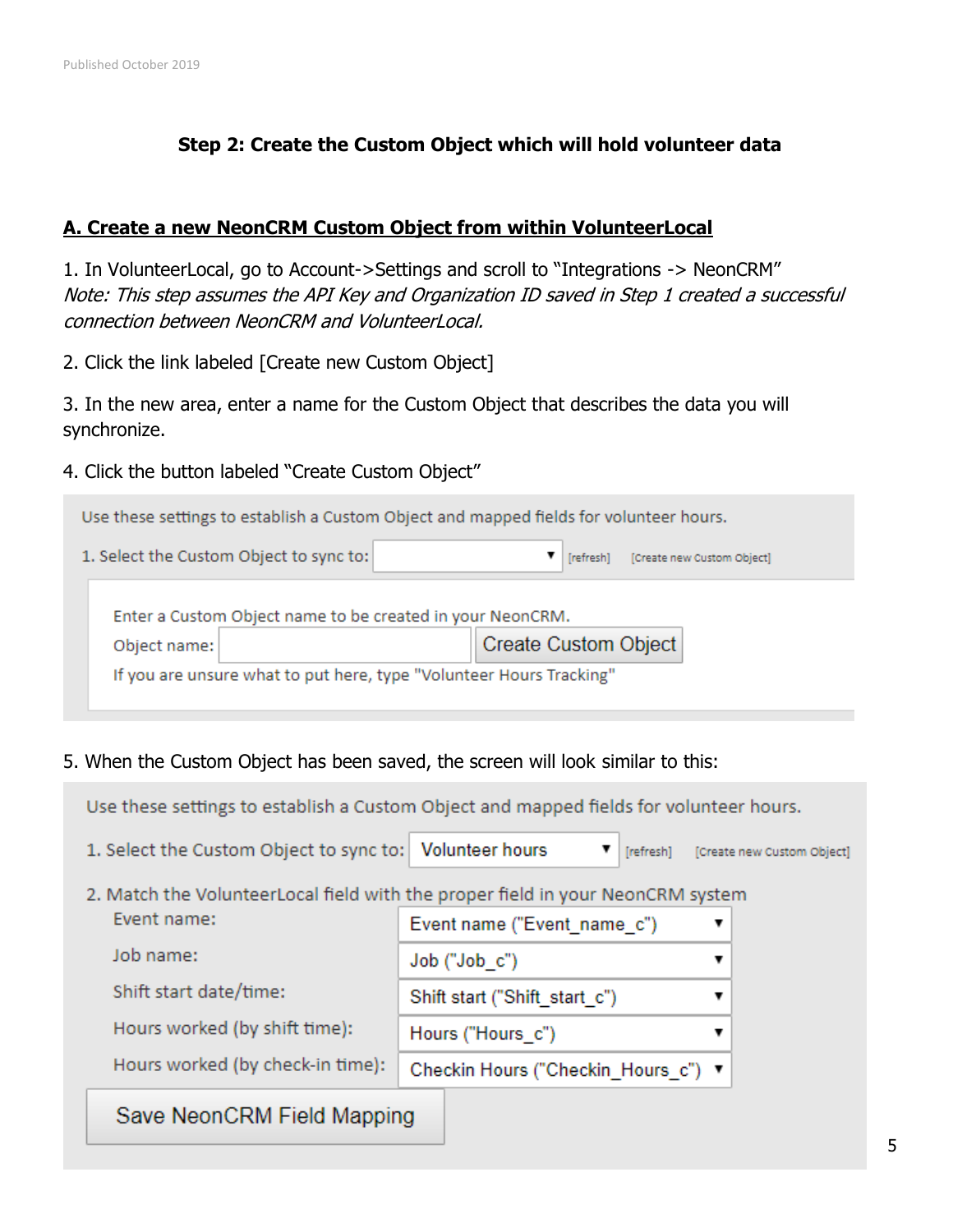Published October 2019

## Step 2: Create the Custom Object which will hold volunteer data

### A. Create a new NeonCRM Custom Object from within VolunteerLocal

1. In VolunteerLocal, go to Account->Settings and scroll to "Integrations -> NeonCRM"
*Note: This step assumes the API Key and Organization ID saved in Step 1 created a successful connection between NeonCRM and VolunteerLocal.*

2. Click the link labeled [Create new Custom Object]

3. In the new area, enter a name for the Custom Object that describes the data you will synchronize.

4. Click the button labeled "Create Custom Object"

Use these settings to establish a Custom Object and mapped fields for volunteer hours.

1. Select the Custom Object to sync to: [refresh] [Create new Custom Object]

Enter a Custom Object name to be created in your NeonCRM.

Object name: Create Custom Object

If you are unsure what to put here, type "Volunteer Hours Tracking"

5. When the Custom Object has been saved, the screen will look similar to this:

Use these settings to establish a Custom Object and mapped fields for volunteer hours.

1. Select the Custom Object to sync to: Volunteer hours [refresh] [Create new Custom Object]

2. Match the VolunteerLocal field with the proper field in your NeonCRM system

| | |
|---|---|
| Event name: | Event name ("Event_name_c") |
| Job name: | Job ("Job_c") |
| Shift start date/time: | Shift start ("Shift_start_c") |
| Hours worked (by shift time): | Hours ("Hours_c") |
| Hours worked (by check-in time): | Checkin Hours ("Checkin_Hours_c") |

Save NeonCRM Field Mapping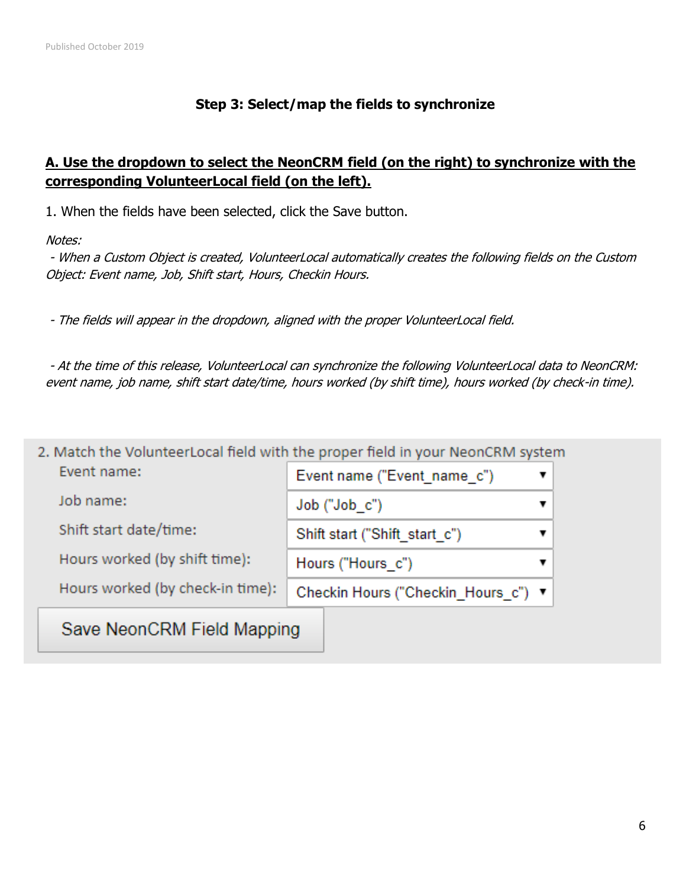### Step 3: Select/map the fields to synchronize

**A. Use the dropdown to select the NeonCRM field (on the right) to synchronize with the corresponding VolunteerLocal field (on the left).**

1. When the fields have been selected, click the Save button.

*Notes:*

*- When a Custom Object is created, VolunteerLocal automatically creates the following fields on the Custom Object: Event name, Job, Shift start, Hours, Checkin Hours.*

*- The fields will appear in the dropdown, aligned with the proper VolunteerLocal field.*

*- At the time of this release, VolunteerLocal can synchronize the following VolunteerLocal data to NeonCRM: event name, job name, shift start date/time, hours worked (by shift time), hours worked (by check-in time).*

2. Match the VolunteerLocal field with the proper field in your NeonCRM system

| VolunteerLocal field | NeonCRM field |
|---|---|
| Event name: | Event name ("Event_name_c") ▼ |
| Job name: | Job ("Job_c") ▼ |
| Shift start date/time: | Shift start ("Shift_start_c") ▼ |
| Hours worked (by shift time): | Hours ("Hours_c") ▼ |
| Hours worked (by check-in time): | Checkin Hours ("Checkin_Hours_c") ▼ |

Save NeonCRM Field Mapping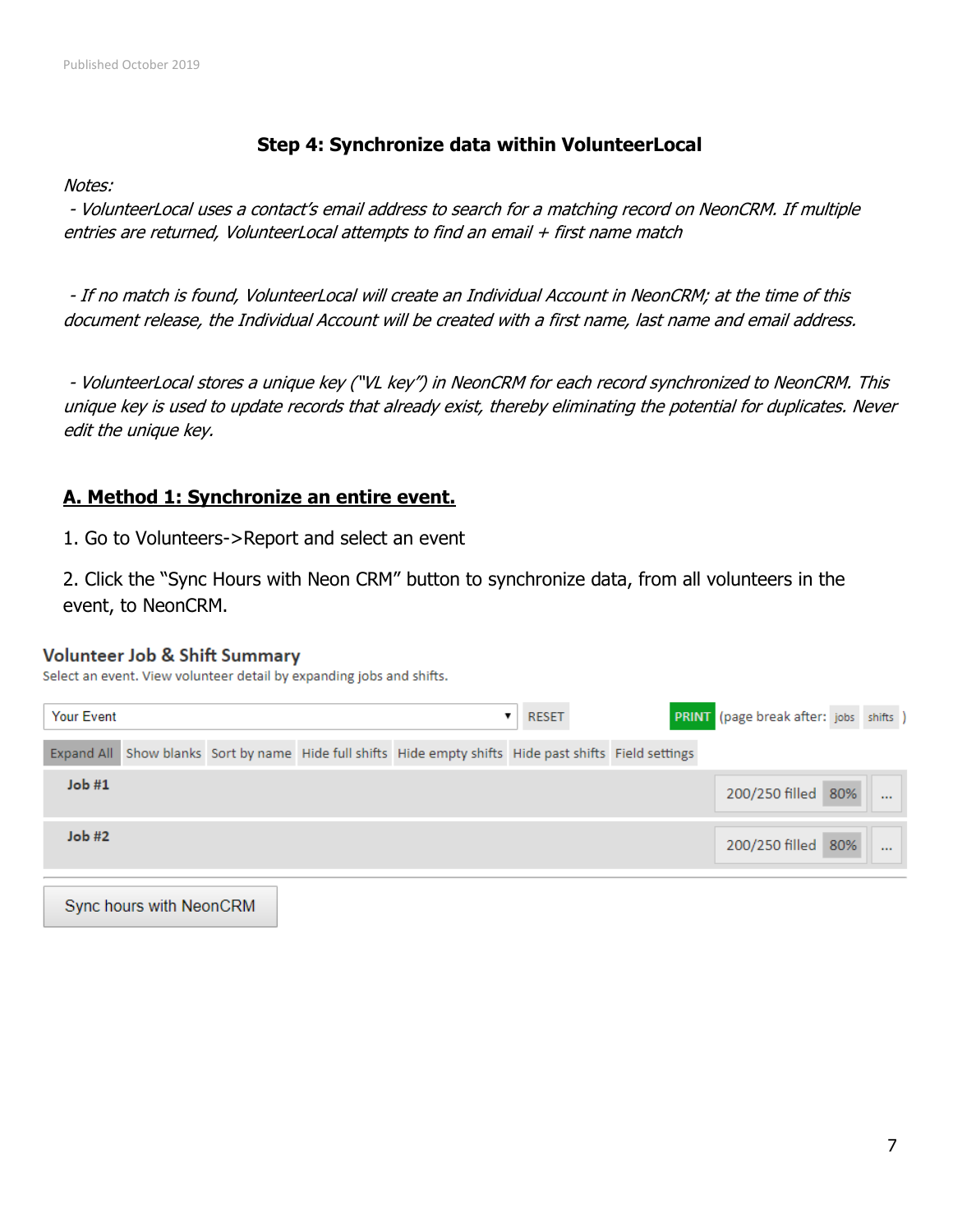Published October 2019

## Step 4: Synchronize data within VolunteerLocal

*Notes:*

*- VolunteerLocal uses a contact's email address to search for a matching record on NeonCRM. If multiple entries are returned, VolunteerLocal attempts to find an email + first name match*

*- If no match is found, VolunteerLocal will create an Individual Account in NeonCRM; at the time of this document release, the Individual Account will be created with a first name, last name and email address.*

*- VolunteerLocal stores a unique key ("VL key") in NeonCRM for each record synchronized to NeonCRM. This unique key is used to update records that already exist, thereby eliminating the potential for duplicates. Never edit the unique key.*

### A. Method 1: Synchronize an entire event.

1. Go to Volunteers->Report and select an event

2. Click the "Sync Hours with Neon CRM" button to synchronize data, from all volunteers in the event, to NeonCRM.

**Volunteer Job & Shift Summary**

Select an event. View volunteer detail by expanding jobs and shifts.

Your Event ▾ | RESET | PRINT (page break after: jobs shifts )

Expand All | Show blanks | Sort by name | Hide full shifts | Hide empty shifts | Hide past shifts | Field settings

| Job | Filled | % | |
|---|---|---|---|
| Job #1 | 200/250 filled | 80% | ... |
| Job #2 | 200/250 filled | 80% | ... |

Sync hours with NeonCRM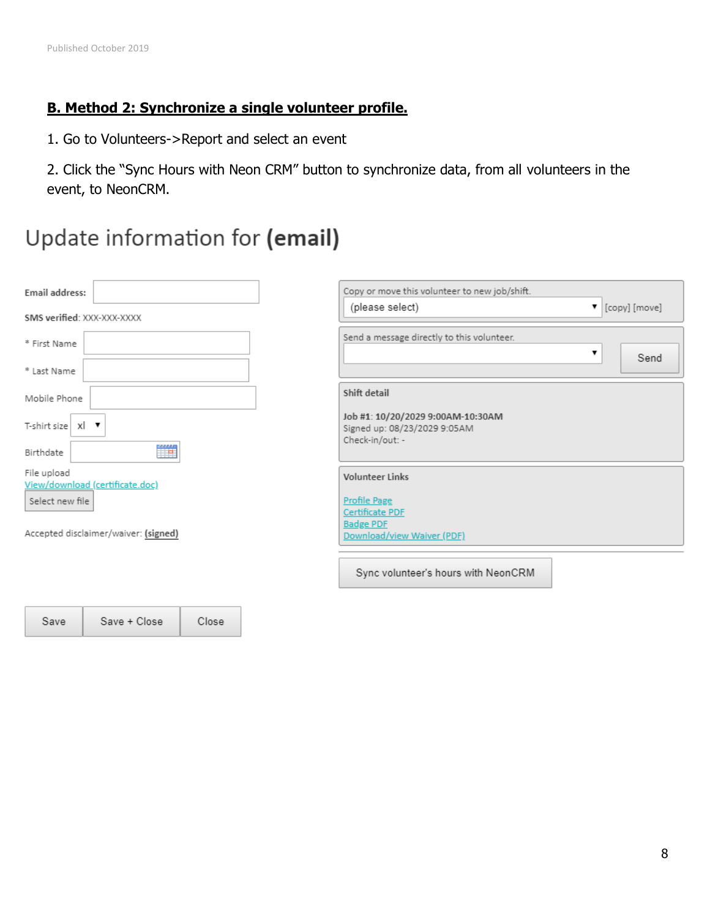Published October 2019

**B. Method 2: Synchronize a single volunteer profile.**

1. Go to Volunteers->Report and select an event

2. Click the "Sync Hours with Neon CRM" button to synchronize data, from all volunteers in the event, to NeonCRM.

Update information for **(email)**

**Email address:**

**SMS verified**: XXX-XXX-XXXX

* First Name

* Last Name

Mobile Phone

T-shirt size xl

Birthdate

File upload
View/download (certificate.doc)
Select new file

Accepted disclaimer/waiver: **(signed)**

Save | Save + Close | Close

Copy or move this volunteer to new job/shift.
(please select) [copy] [move]

Send a message directly to this volunteer.
Send

**Shift detail**

**Job #1**: **10/20/2029 9:00AM-10:30AM**
Signed up: 08/23/2029 9:05AM
Check-in/out: -

**Volunteer Links**

Profile Page
Certificate PDF
Badge PDF
Download/view Waiver (PDF)

Sync volunteer's hours with NeonCRM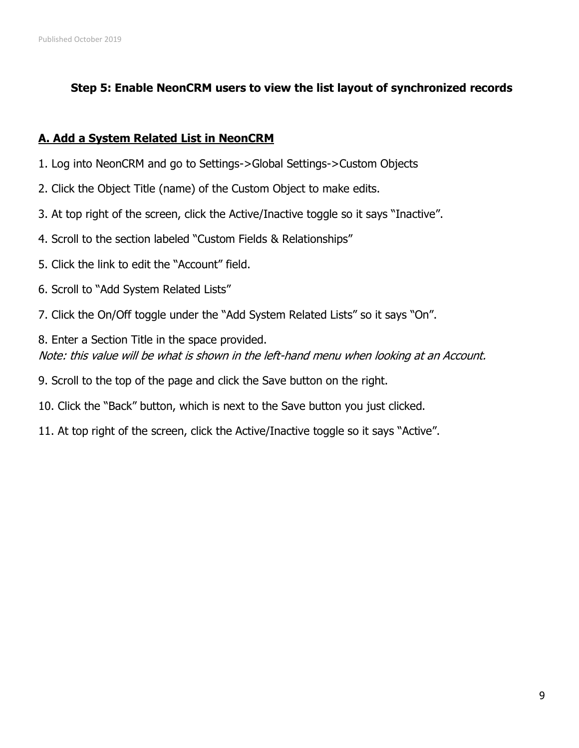## Step 5: Enable NeonCRM users to view the list layout of synchronized records

### A. Add a System Related List in NeonCRM

1. Log into NeonCRM and go to Settings->Global Settings->Custom Objects
2. Click the Object Title (name) of the Custom Object to make edits.
3. At top right of the screen, click the Active/Inactive toggle so it says "Inactive".
4. Scroll to the section labeled "Custom Fields & Relationships"
5. Click the link to edit the "Account" field.
6. Scroll to "Add System Related Lists"
7. Click the On/Off toggle under the "Add System Related Lists" so it says "On".
8. Enter a Section Title in the space provided.
   *Note: this value will be what is shown in the left-hand menu when looking at an Account.*
9. Scroll to the top of the page and click the Save button on the right.
10. Click the "Back" button, which is next to the Save button you just clicked.
11. At top right of the screen, click the Active/Inactive toggle so it says "Active".